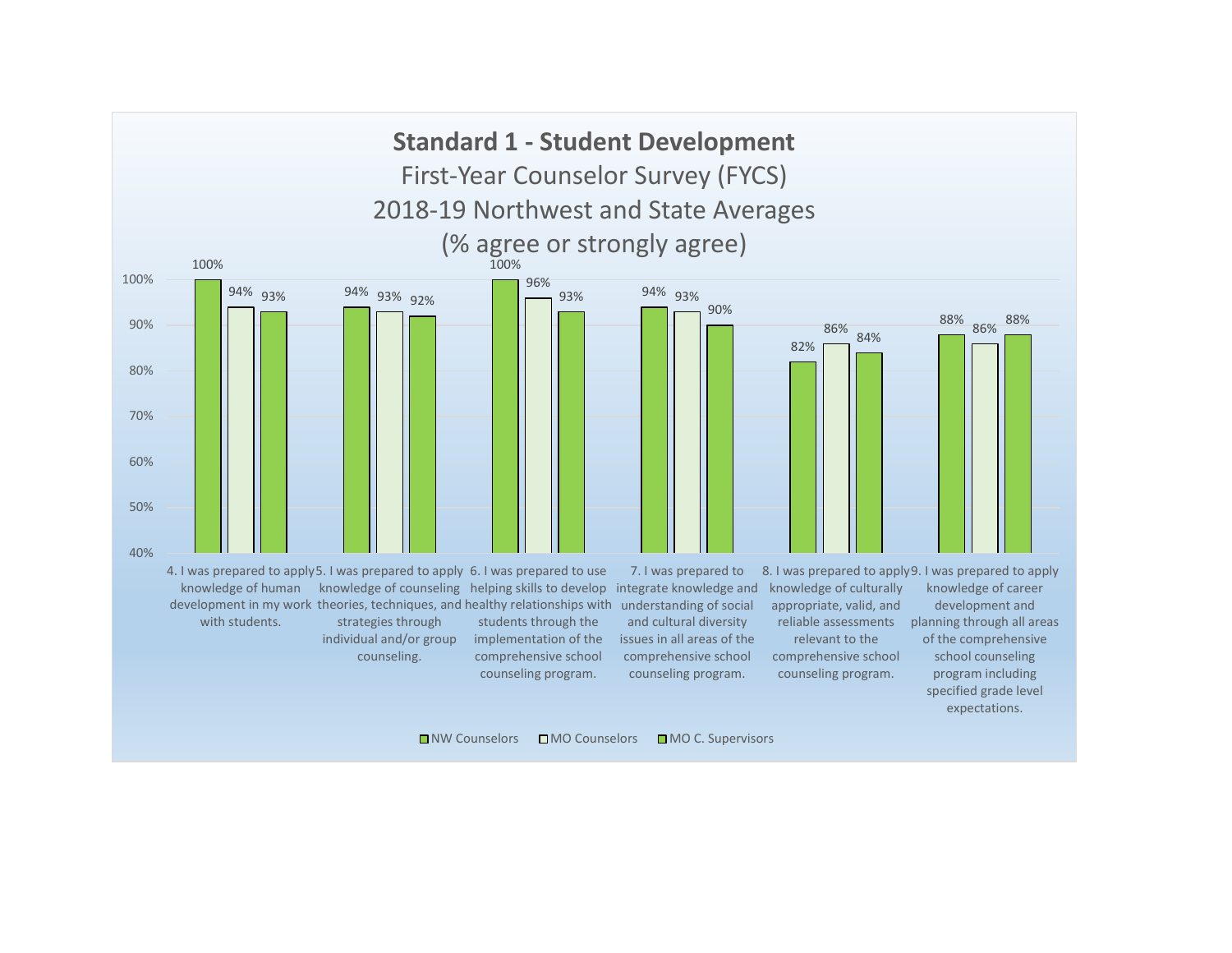# Standard 1 - Student Development

First-Year Counselor Survey (FYCS)

2018-19 Northwest and State Averages

(% agree or strongly agree)

| Item | NW Counselors | MO Counselors | MO C. Supervisors |
|---|---|---|---|
| 4. I was prepared to apply knowledge of human development in my work with students. | 100% | 94% | 93% |
| 5. I was prepared to apply knowledge of counseling theories, techniques, and strategies through individual and/or group counseling. | 94% | 93% | 92% |
| 6. I was prepared to use helping skills to develop healthy relationships with students through the implementation of the comprehensive school counseling program. | 100% | 96% | 93% |
| 7. I was prepared to integrate knowledge and understanding of social and cultural diversity issues in all areas of the comprehensive school counseling program. | 94% | 93% | 90% |
| 8. I was prepared to apply knowledge of culturally appropriate, valid, and reliable assessments relevant to the comprehensive school counseling program. | 82% | 86% | 84% |
| 9. I was prepared to apply knowledge of career development and planning through all areas of the comprehensive school counseling program including specified grade level expectations. | 88% | 86% | 88% |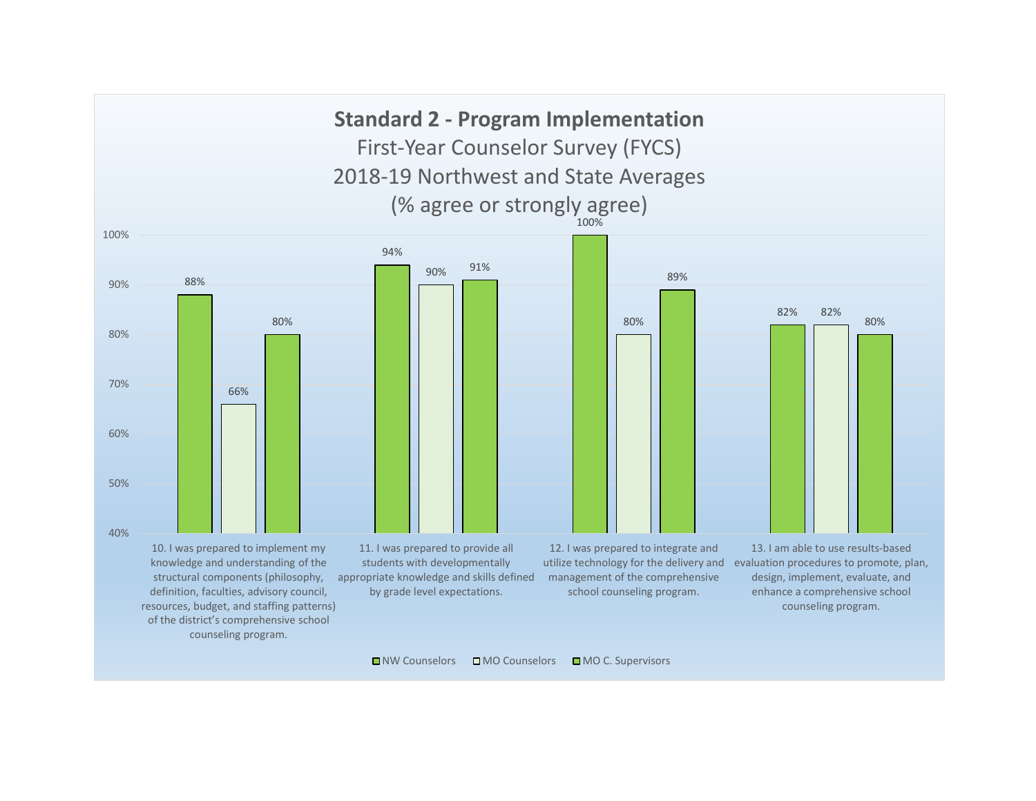## Standard 2 - Program Implementation

First-Year Counselor Survey (FYCS)
2018-19 Northwest and State Averages
(% agree or strongly agree)

| Item | NW Counselors | MO Counselors | MO C. Supervisors |
|---|---|---|---|
| 10. I was prepared to implement my knowledge and understanding of the structural components (philosophy, definition, faculties, advisory council, resources, budget, and staffing patterns) of the district's comprehensive school counseling program. | 88% | 66% | 80% |
| 11. I was prepared to provide all students with developmentally appropriate knowledge and skills defined by grade level expectations. | 94% | 90% | 91% |
| 12. I was prepared to integrate and utilize technology for the delivery and management of the comprehensive school counseling program. | 100% | 80% | 89% |
| 13. I am able to use results-based evaluation procedures to promote, plan, design, implement, evaluate, and enhance a comprehensive school counseling program. | 82% | 82% | 80% |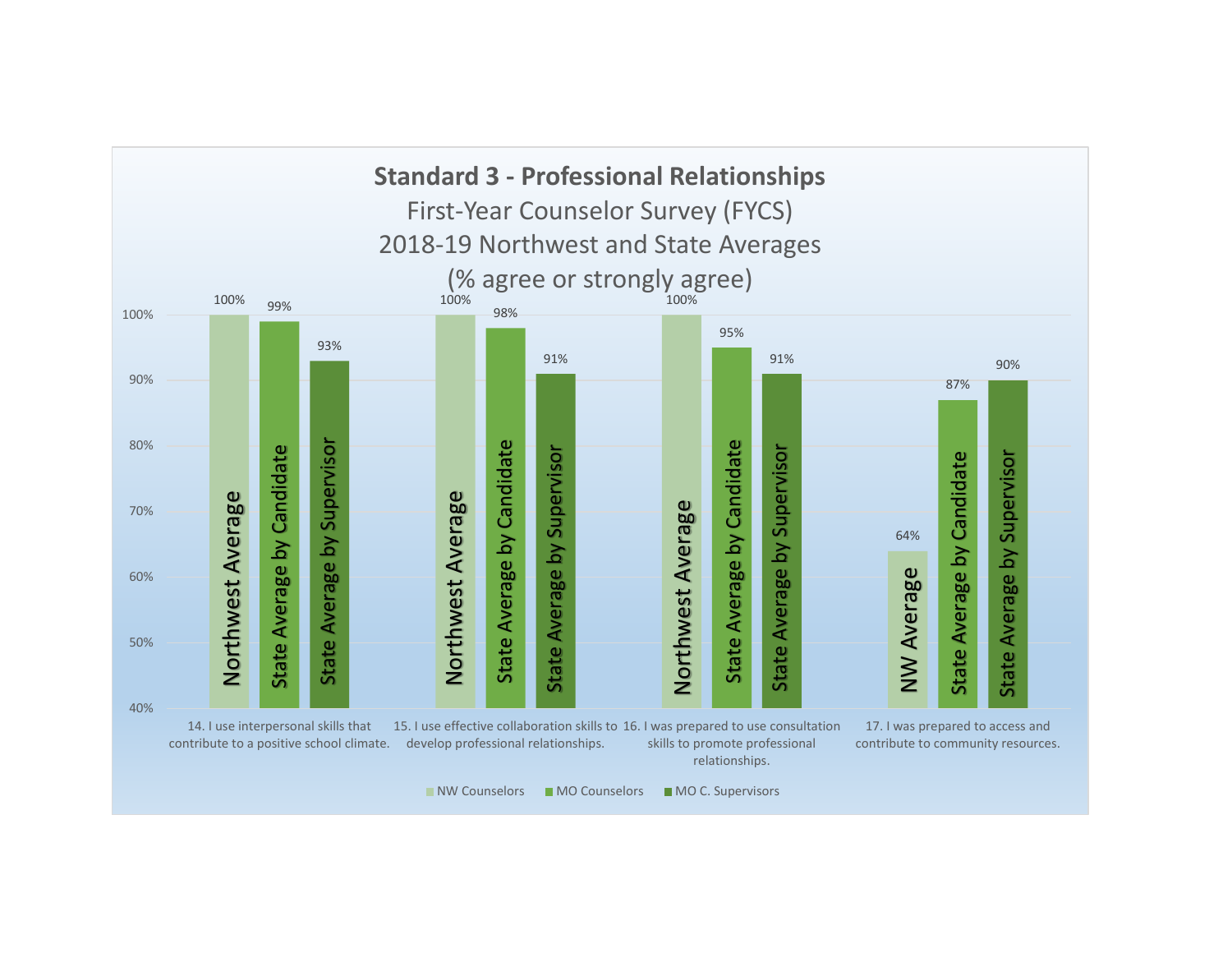# Standard 3 - Professional Relationships

First-Year Counselor Survey (FYCS)

2018-19 Northwest and State Averages

(% agree or strongly agree)

| Item | NW Counselors (Northwest Average) | MO Counselors (State Average by Candidate) | MO C. Supervisors (State Average by Supervisor) |
|---|---|---|---|
| 14. I use interpersonal skills that contribute to a positive school climate. | 100% | 99% | 93% |
| 15. I use effective collaboration skills to develop professional relationships. | 100% | 98% | 91% |
| 16. I was prepared to use consultation skills to promote professional relationships. | 100% | 95% | 91% |
| 17. I was prepared to access and contribute to community resources. | 64% | 87% | 90% |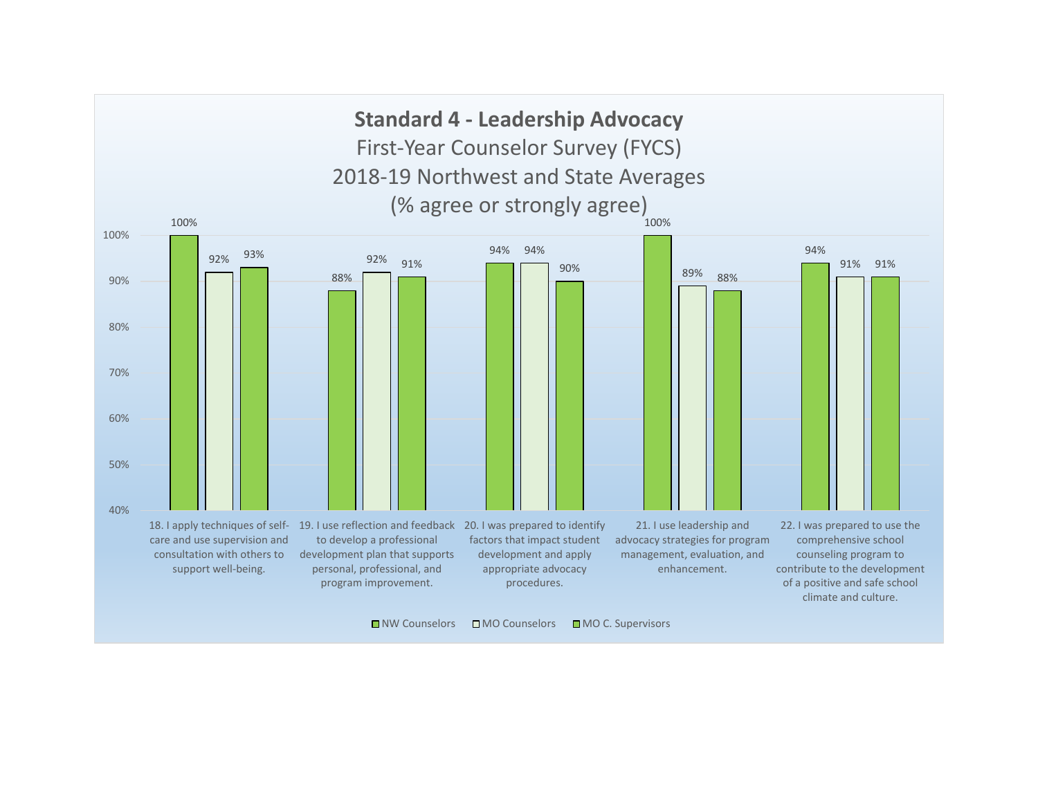# Standard 4 - Leadership Advocacy

First-Year Counselor Survey (FYCS)

2018-19 Northwest and State Averages

(% agree or strongly agree)

| Item | NW Counselors | MO Counselors | MO C. Supervisors |
|---|---|---|---|
| 18. I apply techniques of self-care and use supervision and consultation with others to support well-being. | 100% | 92% | 93% |
| 19. I use reflection and feedback to develop a professional development plan that supports personal, professional, and program improvement. | 88% | 92% | 91% |
| 20. I was prepared to identify factors that impact student development and apply appropriate advocacy procedures. | 94% | 94% | 90% |
| 21. I use leadership and advocacy strategies for program management, evaluation, and enhancement. | 100% | 89% | 88% |
| 22. I was prepared to use the comprehensive school counseling program to contribute to the development of a positive and safe school climate and culture. | 94% | 91% | 91% |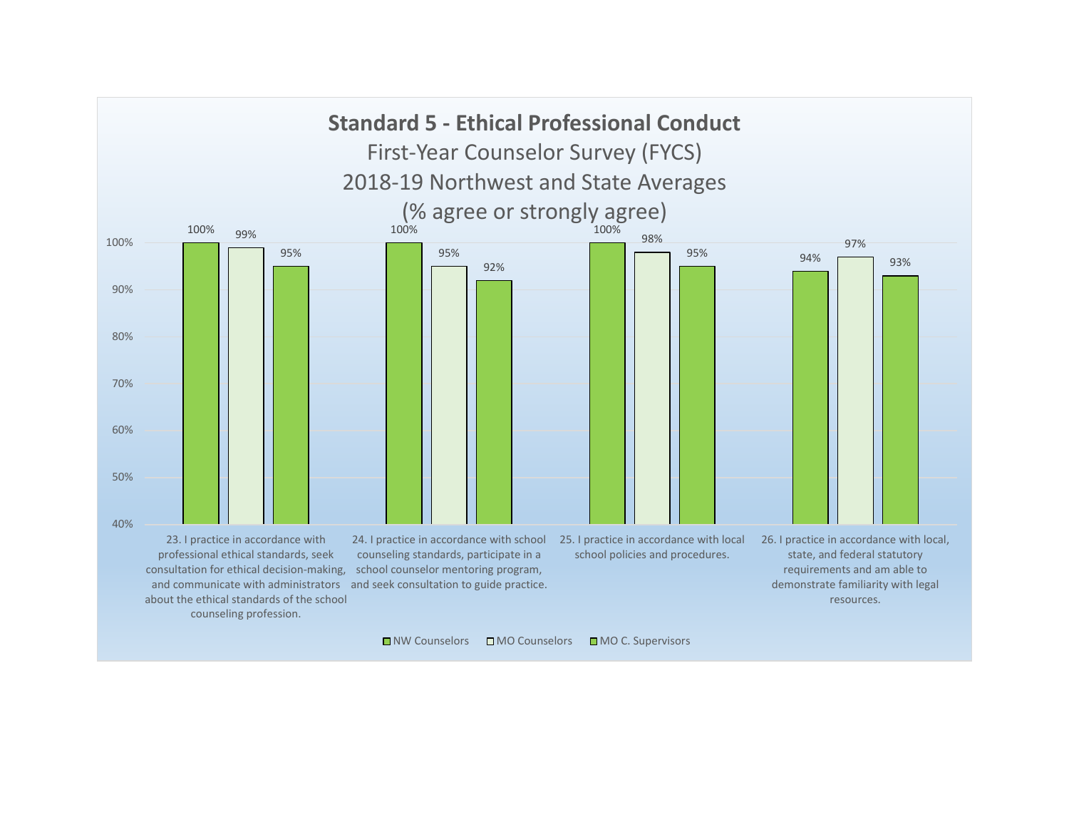**Standard 5 - Ethical Professional Conduct**

First-Year Counselor Survey (FYCS)

2018-19 Northwest and State Averages

(% agree or strongly agree)

100%
90%
80%
70%
60%
50%
40%

23. I practice in accordance with professional ethical standards, seek consultation for ethical decision-making, and communicate with administrators about the ethical standards of the school counseling profession.

100% 99% 95%

24. I practice in accordance with school counseling standards, participate in a school counselor mentoring program, and seek consultation to guide practice.

100% 95% 92%

25. I practice in accordance with local school policies and procedures.

100% 98% 95%

26. I practice in accordance with local, state, and federal statutory requirements and am able to demonstrate familiarity with legal resources.

94% 97% 93%

NW Counselors  MO Counselors  MO C. Supervisors